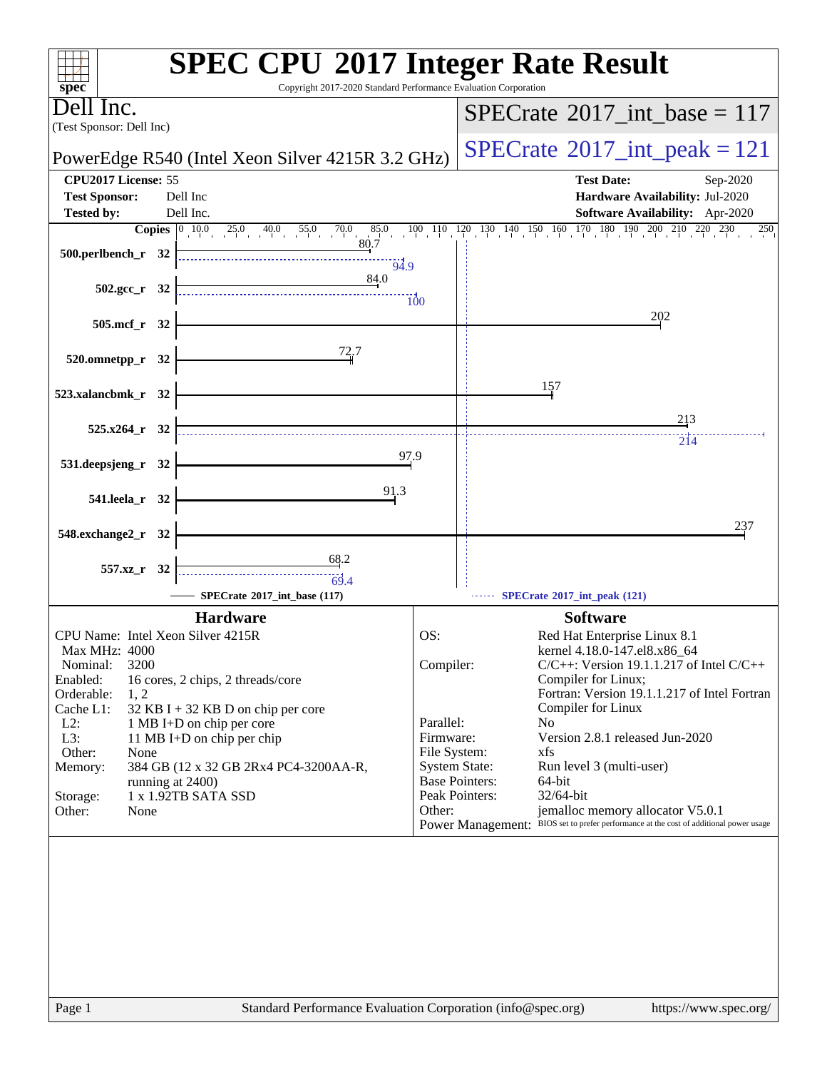# SPEC CPU 2017 Integer Rate Result

Copyright 2017-2020 Standard Performance Evaluation Corporation

**Dell Inc.**
(Test Sponsor: Dell Inc)

**PowerEdge R540 (Intel Xeon Silver 4215R 3.2 GHz)**

**SPECrate 2017_int_base = 117**

**SPECrate 2017_int_peak = 121**

| | | | |
|---|---|---|---|
| **CPU2017 License:** | 55 | **Test Date:** | Sep-2020 |
| **Test Sponsor:** | Dell Inc | **Hardware Availability:** | Jul-2020 |
| **Tested by:** | Dell Inc. | **Software Availability:** | Apr-2020 |

| Benchmark | Copies | SPECrate 2017_int_base (117) | SPECrate 2017_int_peak (121) |
|---|---|---|---|
| 500.perlbench_r | 32 | 80.7 | 94.9 |
| 502.gcc_r | 32 | 84.0 | 100 |
| 505.mcf_r | 32 | 202 | |
| 520.omnetpp_r | 32 | 72.7 | |
| 523.xalancbmk_r | 32 | 157 | |
| 525.x264_r | 32 | 213 | 214 |
| 531.deepsjeng_r | 32 | 97.9 | |
| 541.leela_r | 32 | 91.3 | |
| 548.exchange2_r | 32 | 237 | |
| 557.xz_r | 32 | 68.2 | 69.4 |

## Hardware

| | |
|---|---|
| CPU Name: | Intel Xeon Silver 4215R |
| Max MHz: | 4000 |
| Nominal: | 3200 |
| Enabled: | 16 cores, 2 chips, 2 threads/core |
| Orderable: | 1, 2 |
| Cache L1: | 32 KB I + 32 KB D on chip per core |
| L2: | 1 MB I+D on chip per core |
| L3: | 11 MB I+D on chip per chip |
| Other: | None |
| Memory: | 384 GB (12 x 32 GB 2Rx4 PC4-3200AA-R, running at 2400) |
| Storage: | 1 x 1.92TB SATA SSD |
| Other: | None |

## Software

| | |
|---|---|
| OS: | Red Hat Enterprise Linux 8.1 kernel 4.18.0-147.el8.x86_64 |
| Compiler: | C/C++: Version 19.1.1.217 of Intel C/C++ Compiler for Linux; Fortran: Version 19.1.1.217 of Intel Fortran Compiler for Linux |
| Parallel: | No |
| Firmware: | Version 2.8.1 released Jun-2020 |
| File System: | xfs |
| System State: | Run level 3 (multi-user) |
| Base Pointers: | 64-bit |
| Peak Pointers: | 32/64-bit |
| Other: | jemalloc memory allocator V5.0.1 |
| Power Management: | BIOS set to prefer performance at the cost of additional power usage |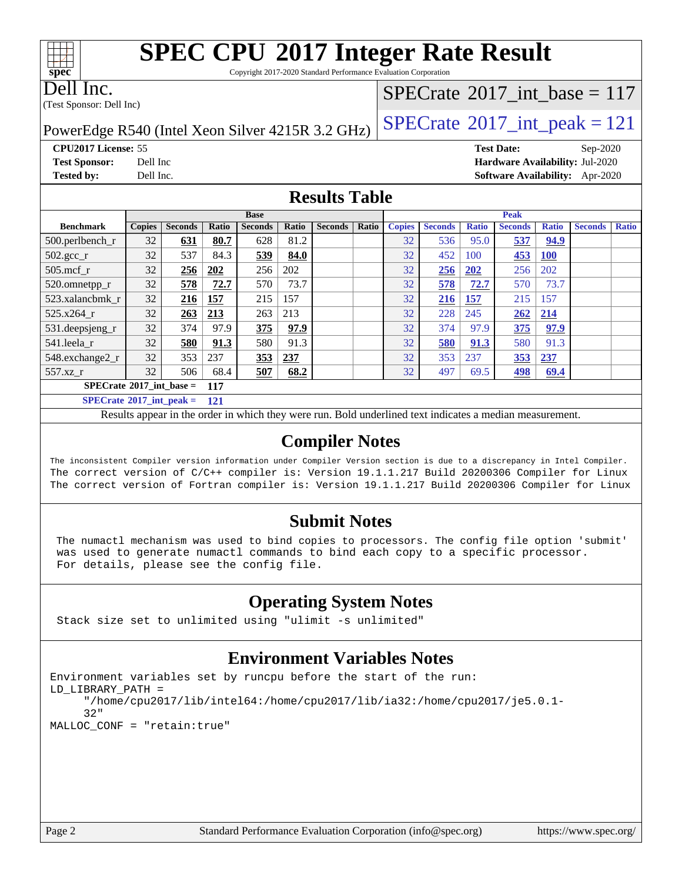# SPEC CPU 2017 Integer Rate Result

Copyright 2017-2020 Standard Performance Evaluation Corporation

**Dell Inc.**
(Test Sponsor: Dell Inc)

PowerEdge R540 (Intel Xeon Silver 4215R 3.2 GHz)

SPECrate 2017_int_base = 117

SPECrate 2017_int_peak = 121

| | | | |
|---|---|---|---|
| **CPU2017 License:** | 55 | **Test Date:** | Sep-2020 |
| **Test Sponsor:** | Dell Inc | **Hardware Availability:** | Jul-2020 |
| **Tested by:** | Dell Inc. | **Software Availability:** | Apr-2020 |

## Results Table

| | Base | | | | | | | | Peak | | | | | | | |
|---|---|---|---|---|---|---|---|---|---|---|---|---|---|---|---|---|
| **Benchmark** | **Copies** | **Seconds** | **Ratio** | **Seconds** | **Ratio** | **Seconds** | **Ratio** | **Copies** | **Seconds** | **Ratio** | **Seconds** | **Ratio** | **Seconds** | **Ratio** |
| 500.perlbench_r | 32 | **631** | **80.7** | 628 | 81.2 | | | 32 | 536 | 95.0 | **537** | **94.9** | | |
| 502.gcc_r | 32 | 537 | 84.3 | **539** | **84.0** | | | 32 | 452 | 100 | **453** | **100** | | |
| 505.mcf_r | 32 | **256** | **202** | 256 | 202 | | | 32 | **256** | **202** | 256 | 202 | | |
| 520.omnetpp_r | 32 | **578** | **72.7** | 570 | 73.7 | | | 32 | **578** | **72.7** | 570 | 73.7 | | |
| 523.xalancbmk_r | 32 | **216** | **157** | 215 | 157 | | | 32 | **216** | **157** | 215 | 157 | | |
| 525.x264_r | 32 | **263** | **213** | 263 | 213 | | | 32 | 228 | 245 | **262** | **214** | | |
| 531.deepsjeng_r | 32 | 374 | 97.9 | **375** | **97.9** | | | 32 | 374 | 97.9 | **375** | **97.9** | | |
| 541.leela_r | 32 | **580** | **91.3** | 580 | 91.3 | | | 32 | **580** | **91.3** | 580 | 91.3 | | |
| 548.exchange2_r | 32 | 353 | 237 | **353** | **237** | | | 32 | 353 | 237 | **353** | **237** | | |
| 557.xz_r | 32 | 506 | 68.4 | **507** | **68.2** | | | 32 | 497 | 69.5 | **498** | **69.4** | | |

**SPECrate 2017_int_base = 117**

**SPECrate 2017_int_peak = 121**

Results appear in the order in which they were run. Bold underlined text indicates a median measurement.

## Compiler Notes

```
The inconsistent Compiler version information under Compiler Version section is due to a discrepancy in Intel Compiler.
The correct version of C/C++ compiler is: Version 19.1.1.217 Build 20200306 Compiler for Linux
The correct version of Fortran compiler is: Version 19.1.1.217 Build 20200306 Compiler for Linux
```

## Submit Notes

```
The numactl mechanism was used to bind copies to processors. The config file option 'submit'
was used to generate numactl commands to bind each copy to a specific processor.
For details, please see the config file.
```

## Operating System Notes

```
Stack size set to unlimited using "ulimit -s unlimited"
```

## Environment Variables Notes

```
Environment variables set by runcpu before the start of the run:
LD_LIBRARY_PATH =
     "/home/cpu2017/lib/intel64:/home/cpu2017/lib/ia32:/home/cpu2017/je5.0.1-
     32"
MALLOC_CONF = "retain:true"
```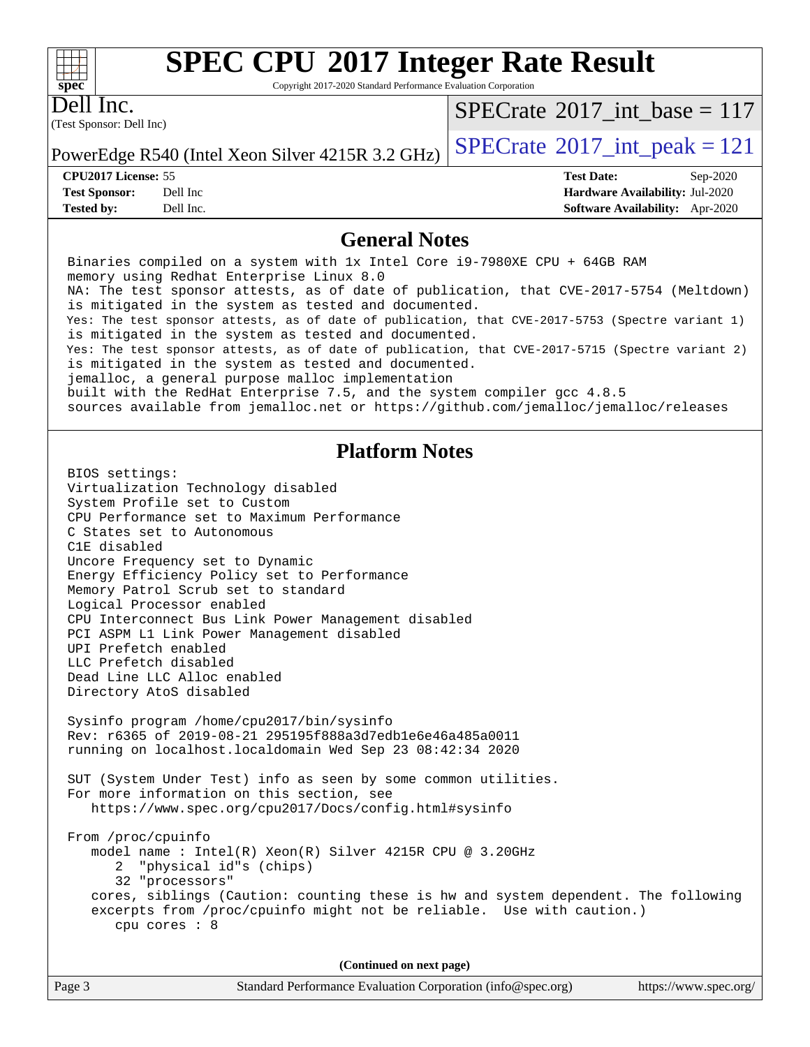# SPEC CPU 2017 Integer Rate Result

Copyright 2017-2020 Standard Performance Evaluation Corporation

Dell Inc.
(Test Sponsor: Dell Inc)

PowerEdge R540 (Intel Xeon Silver 4215R 3.2 GHz)

SPECrate 2017_int_base = 117

SPECrate 2017_int_peak = 121

**CPU2017 License:** 55
**Test Sponsor:** Dell Inc
**Tested by:** Dell Inc.

**Test Date:** Sep-2020
**Hardware Availability:** Jul-2020
**Software Availability:** Apr-2020

## General Notes

```
Binaries compiled on a system with 1x Intel Core i9-7980XE CPU + 64GB RAM
memory using Redhat Enterprise Linux 8.0
NA: The test sponsor attests, as of date of publication, that CVE-2017-5754 (Meltdown)
is mitigated in the system as tested and documented.
Yes: The test sponsor attests, as of date of publication, that CVE-2017-5753 (Spectre variant 1)
is mitigated in the system as tested and documented.
Yes: The test sponsor attests, as of date of publication, that CVE-2017-5715 (Spectre variant 2)
is mitigated in the system as tested and documented.
jemalloc, a general purpose malloc implementation
built with the RedHat Enterprise 7.5, and the system compiler gcc 4.8.5
sources available from jemalloc.net or https://github.com/jemalloc/jemalloc/releases
```

## Platform Notes

```
BIOS settings:
Virtualization Technology disabled
System Profile set to Custom
CPU Performance set to Maximum Performance
C States set to Autonomous
C1E disabled
Uncore Frequency set to Dynamic
Energy Efficiency Policy set to Performance
Memory Patrol Scrub set to standard
Logical Processor enabled
CPU Interconnect Bus Link Power Management disabled
PCI ASPM L1 Link Power Management disabled
UPI Prefetch enabled
LLC Prefetch disabled
Dead Line LLC Alloc enabled
Directory AtoS disabled

Sysinfo program /home/cpu2017/bin/sysinfo
Rev: r6365 of 2019-08-21 295195f888a3d7edb1e6e46a485a0011
running on localhost.localdomain Wed Sep 23 08:42:34 2020

SUT (System Under Test) info as seen by some common utilities.
For more information on this section, see
   https://www.spec.org/cpu2017/Docs/config.html#sysinfo

From /proc/cpuinfo
   model name : Intel(R) Xeon(R) Silver 4215R CPU @ 3.20GHz
      2  "physical id"s (chips)
      32 "processors"
   cores, siblings (Caution: counting these is hw and system dependent. The following
   excerpts from /proc/cpuinfo might not be reliable.  Use with caution.)
      cpu cores : 8
```

**(Continued on next page)**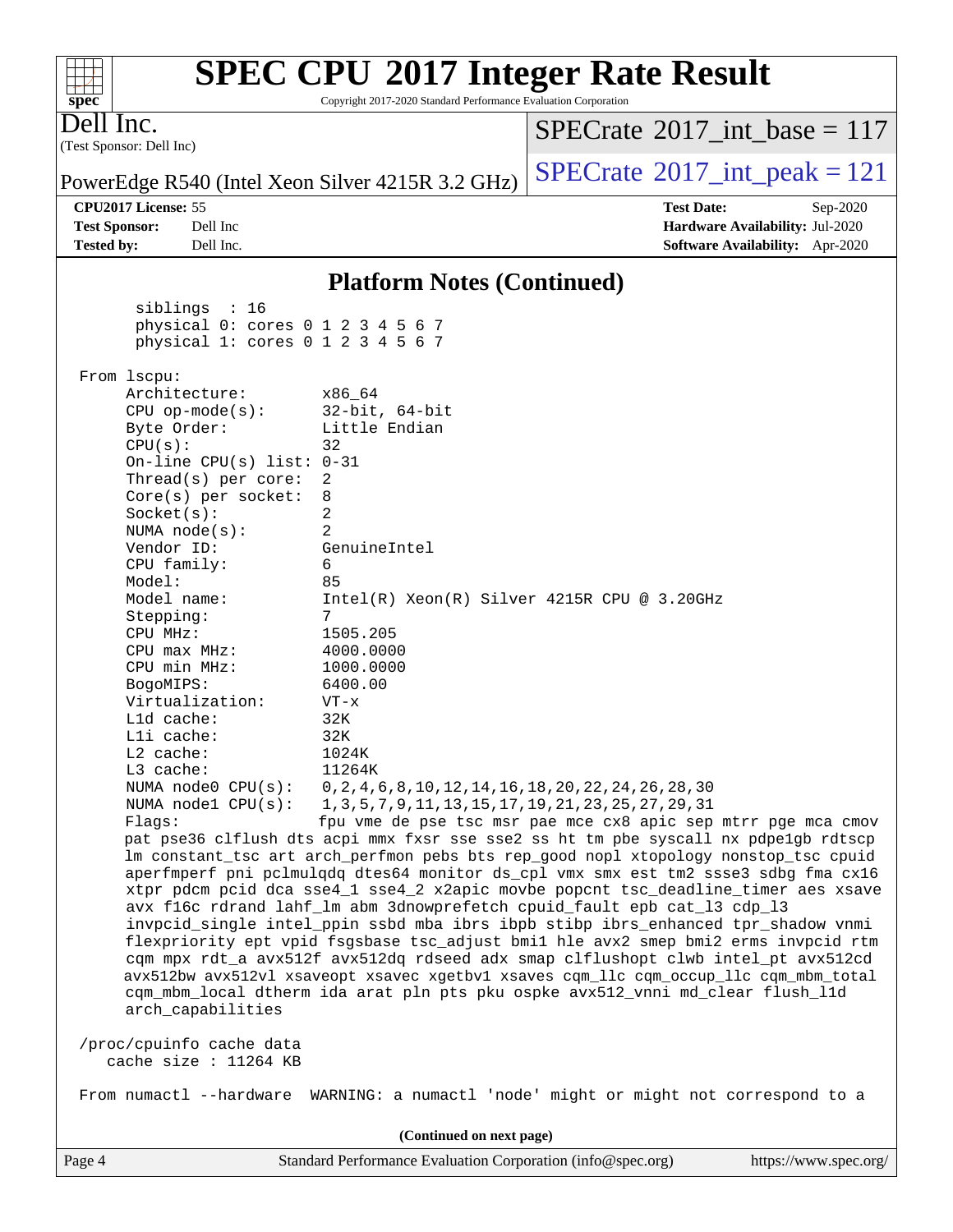## Platform Notes (Continued)

```
      siblings  : 16
      physical 0: cores 0 1 2 3 4 5 6 7
      physical 1: cores 0 1 2 3 4 5 6 7

 From lscpu:
      Architecture:          x86_64
      CPU op-mode(s):        32-bit, 64-bit
      Byte Order:            Little Endian
      CPU(s):                32
      On-line CPU(s) list:   0-31
      Thread(s) per core:    2
      Core(s) per socket:    8
      Socket(s):             2
      NUMA node(s):          2
      Vendor ID:             GenuineIntel
      CPU family:            6
      Model:                 85
      Model name:            Intel(R) Xeon(R) Silver 4215R CPU @ 3.20GHz
      Stepping:              7
      CPU MHz:               1505.205
      CPU max MHz:           4000.0000
      CPU min MHz:           1000.0000
      BogoMIPS:              6400.00
      Virtualization:        VT-x
      L1d cache:             32K
      L1i cache:             32K
      L2 cache:              1024K
      L3 cache:              11264K
      NUMA node0 CPU(s):     0,2,4,6,8,10,12,14,16,18,20,22,24,26,28,30
      NUMA node1 CPU(s):     1,3,5,7,9,11,13,15,17,19,21,23,25,27,29,31
      Flags:                 fpu vme de pse tsc msr pae mce cx8 apic sep mtrr pge mca cmov
      pat pse36 clflush dts acpi mmx fxsr sse sse2 ss ht tm pbe syscall nx pdpe1gb rdtscp
      lm constant_tsc art arch_perfmon pebs bts rep_good nopl xtopology nonstop_tsc cpuid
      aperfmperf pni pclmulqdq dtes64 monitor ds_cpl vmx smx est tm2 ssse3 sdbg fma cx16
      xtpr pdcm pcid dca sse4_1 sse4_2 x2apic movbe popcnt tsc_deadline_timer aes xsave
      avx f16c rdrand lahf_lm abm 3dnowprefetch cpuid_fault epb cat_l3 cdp_l3
      invpcid_single intel_ppin ssbd mba ibrs ibpb stibp ibrs_enhanced tpr_shadow vnmi
      flexpriority ept vpid fsgsbase tsc_adjust bmi1 hle avx2 smep bmi2 erms invpcid rtm
      cqm mpx rdt_a avx512f avx512dq rdseed adx smap clflushopt clwb intel_pt avx512cd
      avx512bw avx512vl xsaveopt xsavec xgetbv1 xsaves cqm_llc cqm_occup_llc cqm_mbm_total
      cqm_mbm_local dtherm ida arat pln pts pku ospke avx512_vnni md_clear flush_l1d
      arch_capabilities

 /proc/cpuinfo cache data
    cache size : 11264 KB

 From numactl --hardware  WARNING: a numactl 'node' might or might not correspond to a
```

(Continued on next page)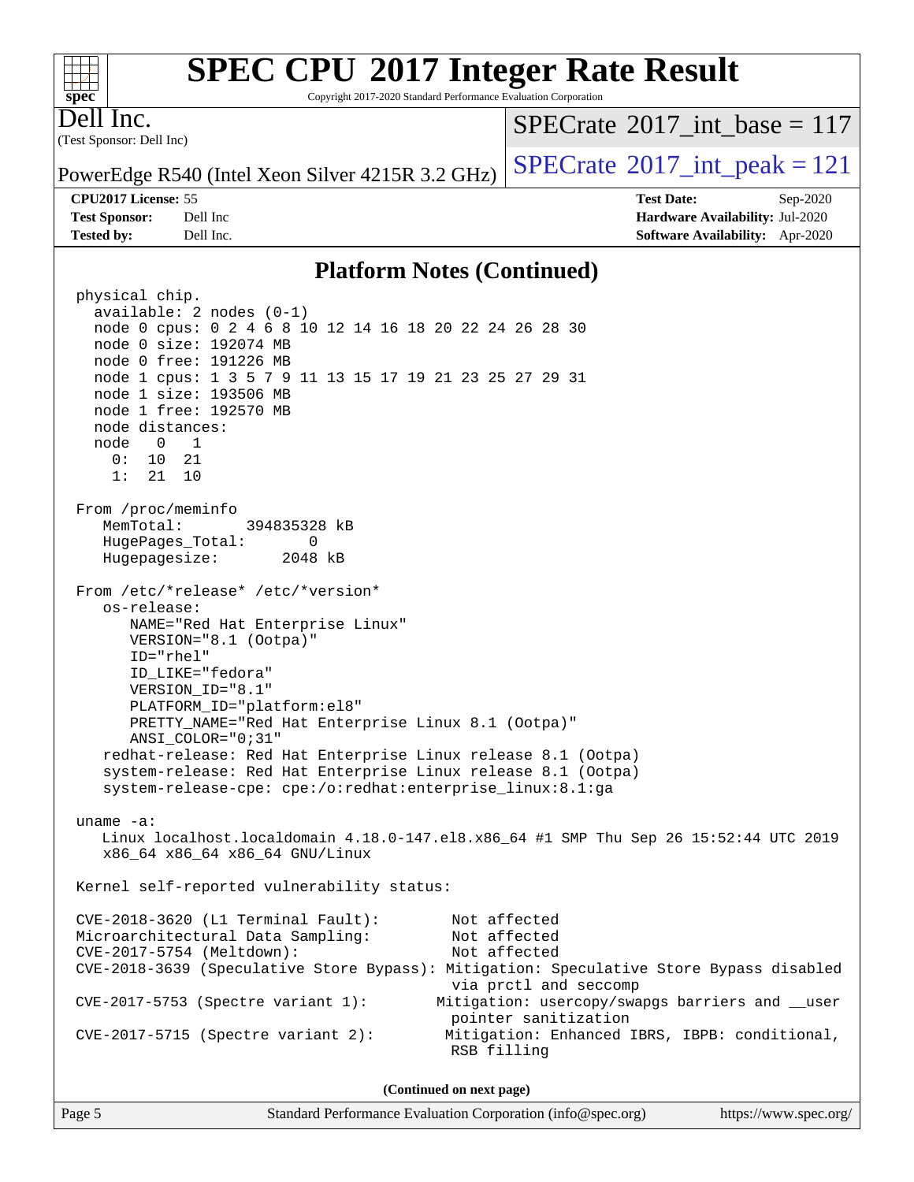## Platform Notes (Continued)

```
physical chip.
  available: 2 nodes (0-1)
  node 0 cpus: 0 2 4 6 8 10 12 14 16 18 20 22 24 26 28 30
  node 0 size: 192074 MB
  node 0 free: 191226 MB
  node 1 cpus: 1 3 5 7 9 11 13 15 17 19 21 23 25 27 29 31
  node 1 size: 193506 MB
  node 1 free: 192570 MB
  node distances:
  node   0   1
    0:  10  21
    1:  21  10

From /proc/meminfo
   MemTotal:       394835328 kB
   HugePages_Total:       0
   Hugepagesize:       2048 kB

From /etc/*release* /etc/*version*
   os-release:
      NAME="Red Hat Enterprise Linux"
      VERSION="8.1 (Ootpa)"
      ID="rhel"
      ID_LIKE="fedora"
      VERSION_ID="8.1"
      PLATFORM_ID="platform:el8"
      PRETTY_NAME="Red Hat Enterprise Linux 8.1 (Ootpa)"
      ANSI_COLOR="0;31"
   redhat-release: Red Hat Enterprise Linux release 8.1 (Ootpa)
   system-release: Red Hat Enterprise Linux release 8.1 (Ootpa)
   system-release-cpe: cpe:/o:redhat:enterprise_linux:8.1:ga

uname -a:
   Linux localhost.localdomain 4.18.0-147.el8.x86_64 #1 SMP Thu Sep 26 15:52:44 UTC 2019
   x86_64 x86_64 x86_64 GNU/Linux

Kernel self-reported vulnerability status:

CVE-2018-3620 (L1 Terminal Fault):         Not affected
Microarchitectural Data Sampling:          Not affected
CVE-2017-5754 (Meltdown):                  Not affected
CVE-2018-3639 (Speculative Store Bypass): Mitigation: Speculative Store Bypass disabled
                                           via prctl and seccomp
CVE-2017-5753 (Spectre variant 1):       Mitigation: usercopy/swapgs barriers and __user
                                           pointer sanitization
CVE-2017-5715 (Spectre variant 2):        Mitigation: Enhanced IBRS, IBPB: conditional,
                                           RSB filling
```

**(Continued on next page)**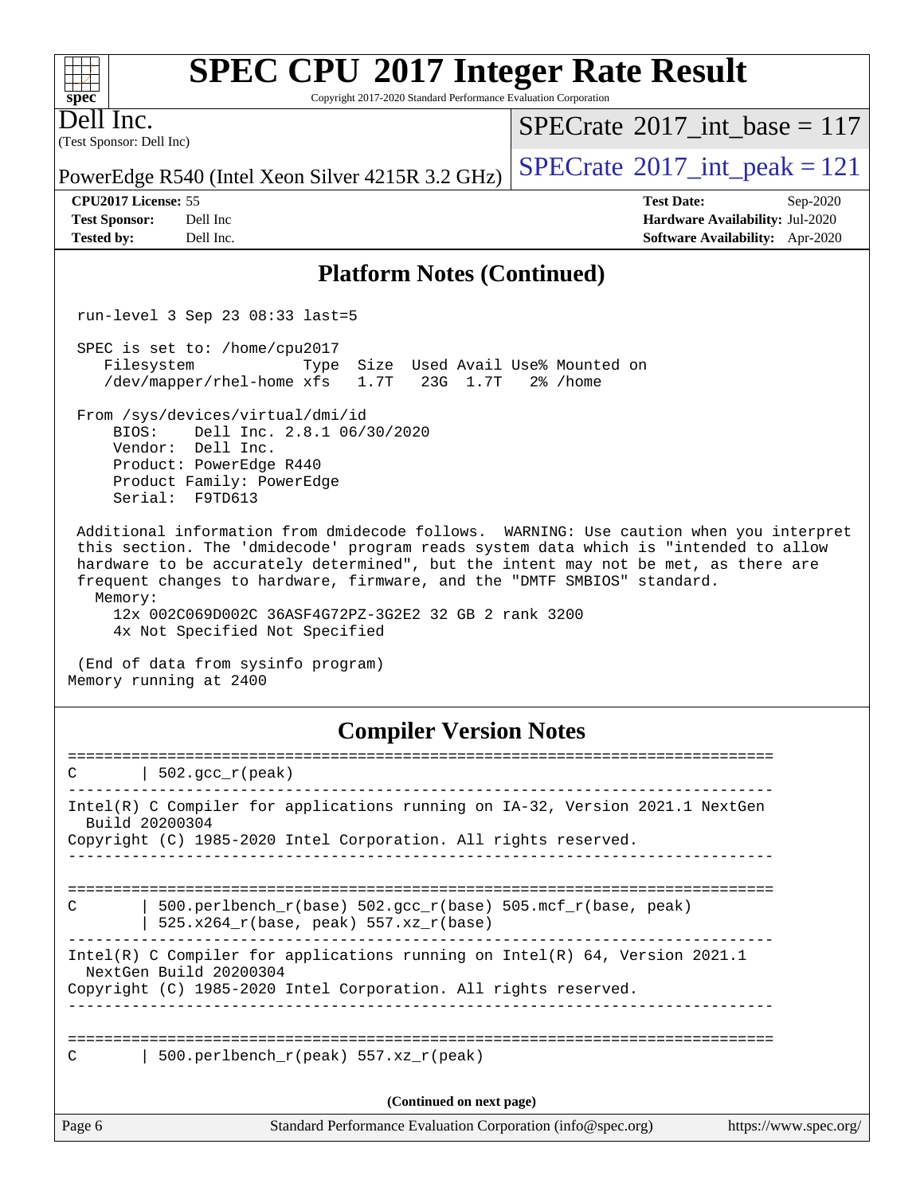# SPEC CPU 2017 Integer Rate Result

Copyright 2017-2020 Standard Performance Evaluation Corporation

**Dell Inc.**
(Test Sponsor: Dell Inc)

PowerEdge R540 (Intel Xeon Silver 4215R 3.2 GHz)

SPECrate 2017_int_base = 117

SPECrate 2017_int_peak = 121

**CPU2017 License:** 55
**Test Sponsor:** Dell Inc
**Tested by:** Dell Inc.

**Test Date:** Sep-2020
**Hardware Availability:** Jul-2020
**Software Availability:** Apr-2020

## Platform Notes (Continued)

```
 run-level 3 Sep 23 08:33 last=5

 SPEC is set to: /home/cpu2017
    Filesystem            Type  Size  Used Avail Use% Mounted on
    /dev/mapper/rhel-home xfs   1.7T   23G  1.7T   2% /home

 From /sys/devices/virtual/dmi/id
     BIOS:    Dell Inc. 2.8.1 06/30/2020
     Vendor:  Dell Inc.
     Product: PowerEdge R440
     Product Family: PowerEdge
     Serial:  F9TD613

 Additional information from dmidecode follows.  WARNING: Use caution when you interpret
 this section. The 'dmidecode' program reads system data which is "intended to allow
 hardware to be accurately determined", but the intent may not be met, as there are
 frequent changes to hardware, firmware, and the "DMTF SMBIOS" standard.
   Memory:
     12x 002C069D002C 36ASF4G72PZ-3G2E2 32 GB 2 rank 3200
     4x Not Specified Not Specified

 (End of data from sysinfo program)
Memory running at 2400
```

## Compiler Version Notes

```
==============================================================================
C       | 502.gcc_r(peak)
------------------------------------------------------------------------------
Intel(R) C Compiler for applications running on IA-32, Version 2021.1 NextGen
  Build 20200304
Copyright (C) 1985-2020 Intel Corporation. All rights reserved.
------------------------------------------------------------------------------

==============================================================================
C       | 500.perlbench_r(base) 502.gcc_r(base) 505.mcf_r(base, peak)
        | 525.x264_r(base, peak) 557.xz_r(base)
------------------------------------------------------------------------------
Intel(R) C Compiler for applications running on Intel(R) 64, Version 2021.1
  NextGen Build 20200304
Copyright (C) 1985-2020 Intel Corporation. All rights reserved.
------------------------------------------------------------------------------

==============================================================================
C       | 500.perlbench_r(peak) 557.xz_r(peak)
```

(Continued on next page)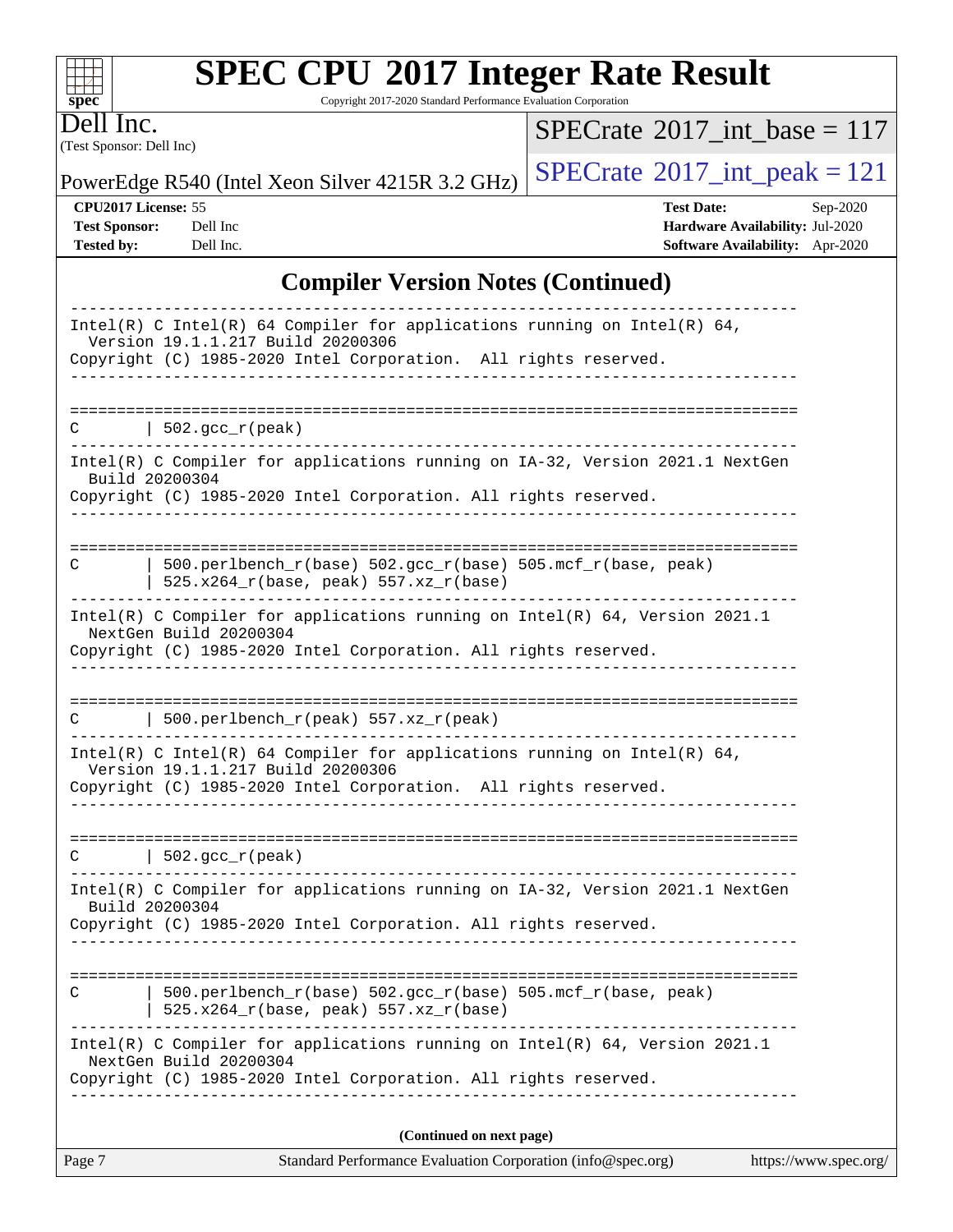# SPEC CPU 2017 Integer Rate Result

Copyright 2017-2020 Standard Performance Evaluation Corporation

**Dell Inc.**
(Test Sponsor: Dell Inc)

PowerEdge R540 (Intel Xeon Silver 4215R 3.2 GHz)

SPECrate 2017_int_base = 117

SPECrate 2017_int_peak = 121

| | | | |
|---|---|---|---|
| **CPU2017 License:** | 55 | **Test Date:** | Sep-2020 |
| **Test Sponsor:** | Dell Inc | **Hardware Availability:** | Jul-2020 |
| **Tested by:** | Dell Inc. | **Software Availability:** | Apr-2020 |

## Compiler Version Notes (Continued)

```
------------------------------------------------------------------------------
Intel(R) C Intel(R) 64 Compiler for applications running on Intel(R) 64,
  Version 19.1.1.217 Build 20200306
Copyright (C) 1985-2020 Intel Corporation.  All rights reserved.
------------------------------------------------------------------------------

==============================================================================
C       | 502.gcc_r(peak)
------------------------------------------------------------------------------
Intel(R) C Compiler for applications running on IA-32, Version 2021.1 NextGen
  Build 20200304
Copyright (C) 1985-2020 Intel Corporation. All rights reserved.
------------------------------------------------------------------------------

==============================================================================
C       | 500.perlbench_r(base) 502.gcc_r(base) 505.mcf_r(base, peak)
        | 525.x264_r(base, peak) 557.xz_r(base)
------------------------------------------------------------------------------
Intel(R) C Compiler for applications running on Intel(R) 64, Version 2021.1
  NextGen Build 20200304
Copyright (C) 1985-2020 Intel Corporation. All rights reserved.
------------------------------------------------------------------------------

==============================================================================
C       | 500.perlbench_r(peak) 557.xz_r(peak)
------------------------------------------------------------------------------
Intel(R) C Intel(R) 64 Compiler for applications running on Intel(R) 64,
  Version 19.1.1.217 Build 20200306
Copyright (C) 1985-2020 Intel Corporation.  All rights reserved.
------------------------------------------------------------------------------

==============================================================================
C       | 502.gcc_r(peak)
------------------------------------------------------------------------------
Intel(R) C Compiler for applications running on IA-32, Version 2021.1 NextGen
  Build 20200304
Copyright (C) 1985-2020 Intel Corporation. All rights reserved.
------------------------------------------------------------------------------

==============================================================================
C       | 500.perlbench_r(base) 502.gcc_r(base) 505.mcf_r(base, peak)
        | 525.x264_r(base, peak) 557.xz_r(base)
------------------------------------------------------------------------------
Intel(R) C Compiler for applications running on Intel(R) 64, Version 2021.1
  NextGen Build 20200304
Copyright (C) 1985-2020 Intel Corporation. All rights reserved.
------------------------------------------------------------------------------
```

(Continued on next page)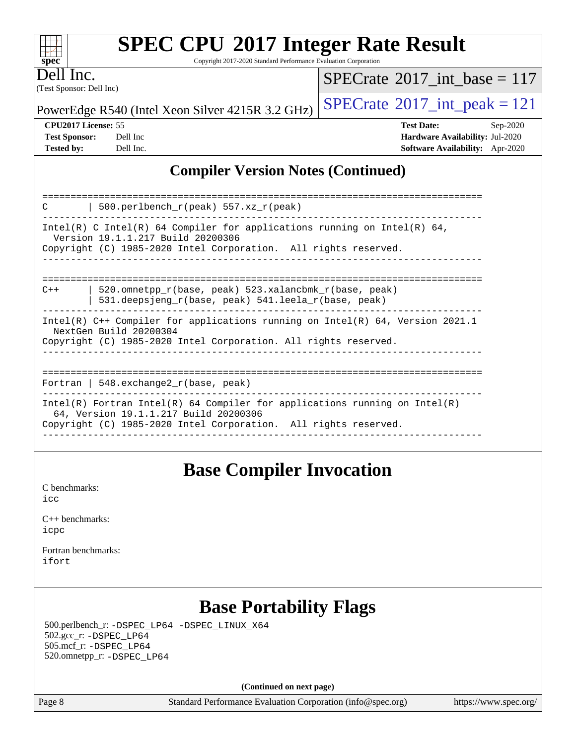## Compiler Version Notes (Continued)

```
==============================================================================
C       | 500.perlbench_r(peak) 557.xz_r(peak)
------------------------------------------------------------------------------
Intel(R) C Intel(R) 64 Compiler for applications running on Intel(R) 64,
  Version 19.1.1.217 Build 20200306
Copyright (C) 1985-2020 Intel Corporation.  All rights reserved.
------------------------------------------------------------------------------

==============================================================================
C++     | 520.omnetpp_r(base, peak) 523.xalancbmk_r(base, peak)
        | 531.deepsjeng_r(base, peak) 541.leela_r(base, peak)
------------------------------------------------------------------------------
Intel(R) C++ Compiler for applications running on Intel(R) 64, Version 2021.1
  NextGen Build 20200304
Copyright (C) 1985-2020 Intel Corporation. All rights reserved.
------------------------------------------------------------------------------

==============================================================================
Fortran | 548.exchange2_r(base, peak)
------------------------------------------------------------------------------
Intel(R) Fortran Intel(R) 64 Compiler for applications running on Intel(R)
  64, Version 19.1.1.217 Build 20200306
Copyright (C) 1985-2020 Intel Corporation.  All rights reserved.
------------------------------------------------------------------------------
```

## Base Compiler Invocation

C benchmarks:
icc

C++ benchmarks:
icpc

Fortran benchmarks:
ifort

## Base Portability Flags

500.perlbench_r: -DSPEC_LP64 -DSPEC_LINUX_X64
502.gcc_r: -DSPEC_LP64
505.mcf_r: -DSPEC_LP64
520.omnetpp_r: -DSPEC_LP64

**(Continued on next page)**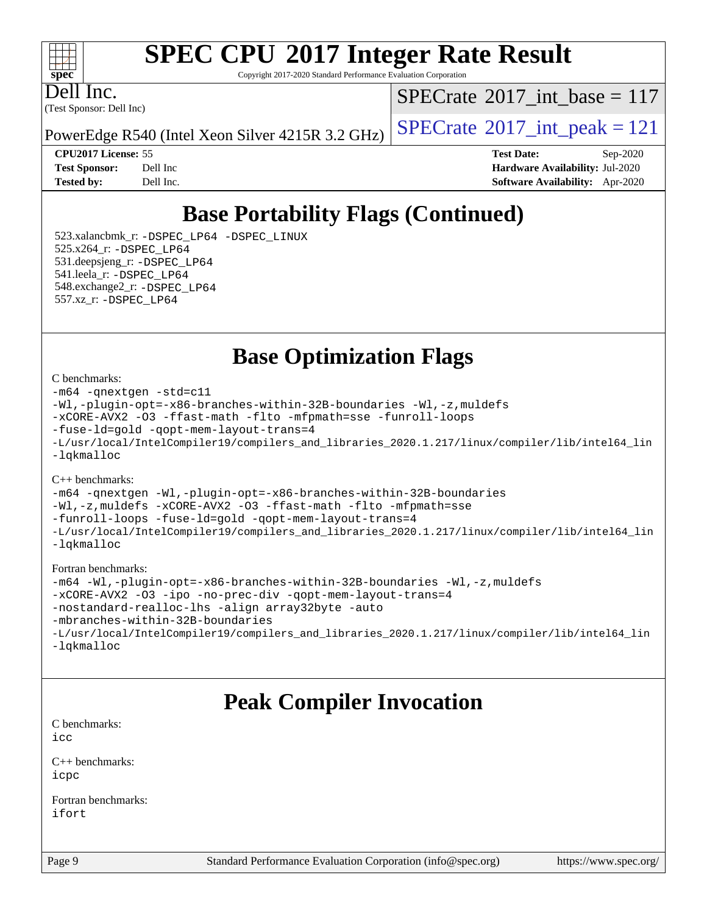# SPEC CPU 2017 Integer Rate Result

Copyright 2017-2020 Standard Performance Evaluation Corporation

Dell Inc.
(Test Sponsor: Dell Inc)

PowerEdge R540 (Intel Xeon Silver 4215R 3.2 GHz)

SPECrate 2017_int_base = 117

SPECrate 2017_int_peak = 121

**CPU2017 License:** 55
**Test Sponsor:** Dell Inc
**Tested by:** Dell Inc.

**Test Date:** Sep-2020
**Hardware Availability:** Jul-2020
**Software Availability:** Apr-2020

## Base Portability Flags (Continued)

523.xalancbmk_r: -DSPEC_LP64 -DSPEC_LINUX
525.x264_r: -DSPEC_LP64
531.deepsjeng_r: -DSPEC_LP64
541.leela_r: -DSPEC_LP64
548.exchange2_r: -DSPEC_LP64
557.xz_r: -DSPEC_LP64

## Base Optimization Flags

C benchmarks:

```
-m64 -qnextgen -std=c11
-Wl,-plugin-opt=-x86-branches-within-32B-boundaries -Wl,-z,muldefs
-xCORE-AVX2 -O3 -ffast-math -flto -mfpmath=sse -funroll-loops
-fuse-ld=gold -qopt-mem-layout-trans=4
-L/usr/local/IntelCompiler19/compilers_and_libraries_2020.1.217/linux/compiler/lib/intel64_lin
-lqkmalloc
```

C++ benchmarks:

```
-m64 -qnextgen -Wl,-plugin-opt=-x86-branches-within-32B-boundaries
-Wl,-z,muldefs -xCORE-AVX2 -O3 -ffast-math -flto -mfpmath=sse
-funroll-loops -fuse-ld=gold -qopt-mem-layout-trans=4
-L/usr/local/IntelCompiler19/compilers_and_libraries_2020.1.217/linux/compiler/lib/intel64_lin
-lqkmalloc
```

Fortran benchmarks:

```
-m64 -Wl,-plugin-opt=-x86-branches-within-32B-boundaries -Wl,-z,muldefs
-xCORE-AVX2 -O3 -ipo -no-prec-div -qopt-mem-layout-trans=4
-nostandard-realloc-lhs -align array32byte -auto
-mbranches-within-32B-boundaries
-L/usr/local/IntelCompiler19/compilers_and_libraries_2020.1.217/linux/compiler/lib/intel64_lin
-lqkmalloc
```

## Peak Compiler Invocation

C benchmarks:
icc

C++ benchmarks:
icpc

Fortran benchmarks:
ifort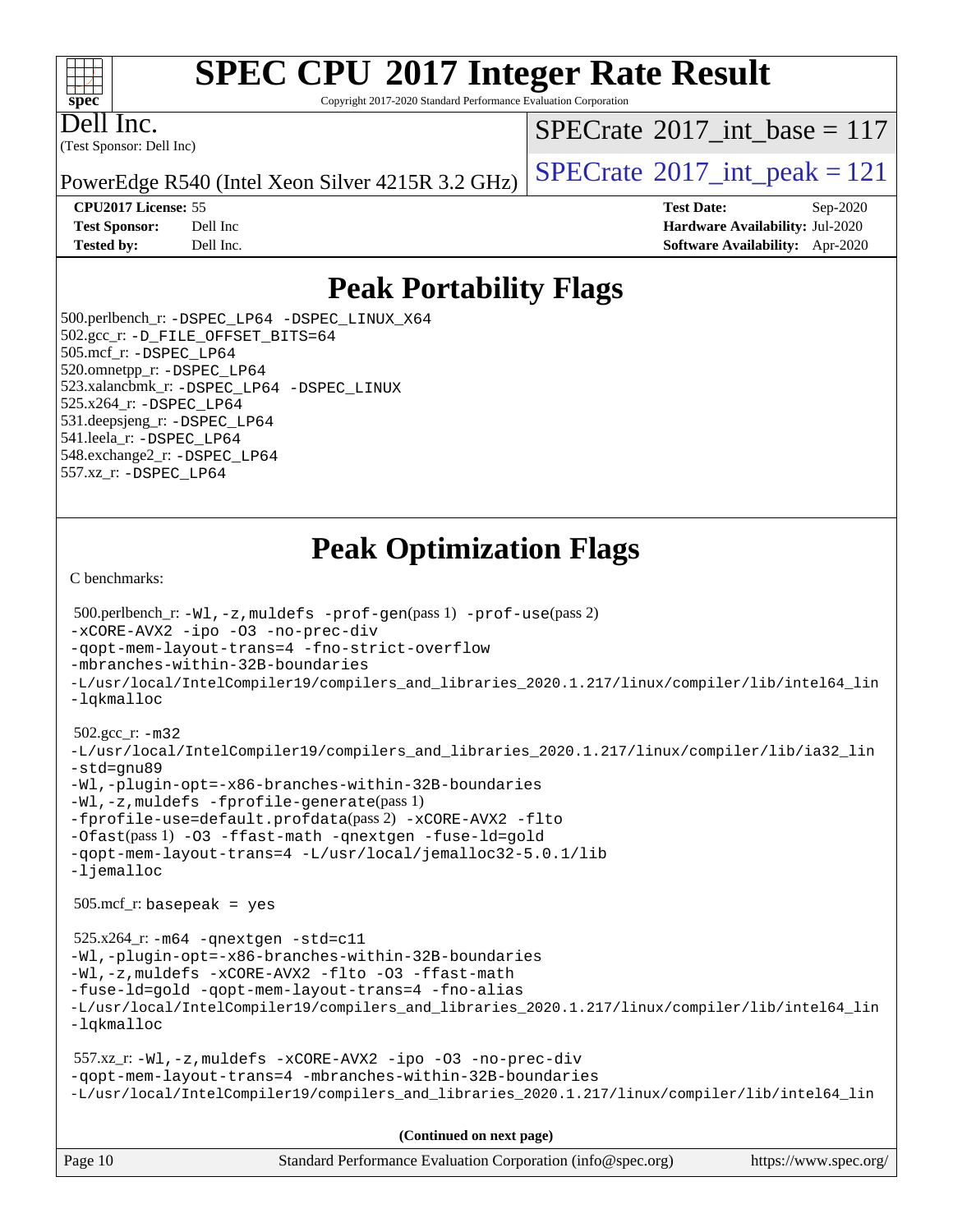# SPEC CPU 2017 Integer Rate Result

Copyright 2017-2020 Standard Performance Evaluation Corporation

Dell Inc.
(Test Sponsor: Dell Inc)

PowerEdge R540 (Intel Xeon Silver 4215R 3.2 GHz)

SPECrate 2017_int_base = 117

SPECrate 2017_int_peak = 121

| | | | |
|---|---|---|---|
| **CPU2017 License:** | 55 | **Test Date:** | Sep-2020 |
| **Test Sponsor:** | Dell Inc | **Hardware Availability:** | Jul-2020 |
| **Tested by:** | Dell Inc. | **Software Availability:** | Apr-2020 |

## Peak Portability Flags

500.perlbench_r: -DSPEC_LP64 -DSPEC_LINUX_X64
502.gcc_r: -D_FILE_OFFSET_BITS=64
505.mcf_r: -DSPEC_LP64
520.omnetpp_r: -DSPEC_LP64
523.xalancbmk_r: -DSPEC_LP64 -DSPEC_LINUX
525.x264_r: -DSPEC_LP64
531.deepsjeng_r: -DSPEC_LP64
541.leela_r: -DSPEC_LP64
548.exchange2_r: -DSPEC_LP64
557.xz_r: -DSPEC_LP64

## Peak Optimization Flags

C benchmarks:

500.perlbench_r: -Wl,-z,muldefs -prof-gen(pass 1) -prof-use(pass 2)
-xCORE-AVX2 -ipo -O3 -no-prec-div
-qopt-mem-layout-trans=4 -fno-strict-overflow
-mbranches-within-32B-boundaries
-L/usr/local/IntelCompiler19/compilers_and_libraries_2020.1.217/linux/compiler/lib/intel64_lin
-lqkmalloc

502.gcc_r: -m32
-L/usr/local/IntelCompiler19/compilers_and_libraries_2020.1.217/linux/compiler/lib/ia32_lin
-std=gnu89
-Wl,-plugin-opt=-x86-branches-within-32B-boundaries
-Wl,-z,muldefs -fprofile-generate(pass 1)
-fprofile-use=default.profdata(pass 2) -xCORE-AVX2 -flto
-Ofast(pass 1) -O3 -ffast-math -qnextgen -fuse-ld=gold
-qopt-mem-layout-trans=4 -L/usr/local/jemalloc32-5.0.1/lib
-ljemalloc

505.mcf_r: basepeak = yes

525.x264_r: -m64 -qnextgen -std=c11
-Wl,-plugin-opt=-x86-branches-within-32B-boundaries
-Wl,-z,muldefs -xCORE-AVX2 -flto -O3 -ffast-math
-fuse-ld=gold -qopt-mem-layout-trans=4 -fno-alias
-L/usr/local/IntelCompiler19/compilers_and_libraries_2020.1.217/linux/compiler/lib/intel64_lin
-lqkmalloc

557.xz_r: -Wl,-z,muldefs -xCORE-AVX2 -ipo -O3 -no-prec-div
-qopt-mem-layout-trans=4 -mbranches-within-32B-boundaries
-L/usr/local/IntelCompiler19/compilers_and_libraries_2020.1.217/linux/compiler/lib/intel64_lin

**(Continued on next page)**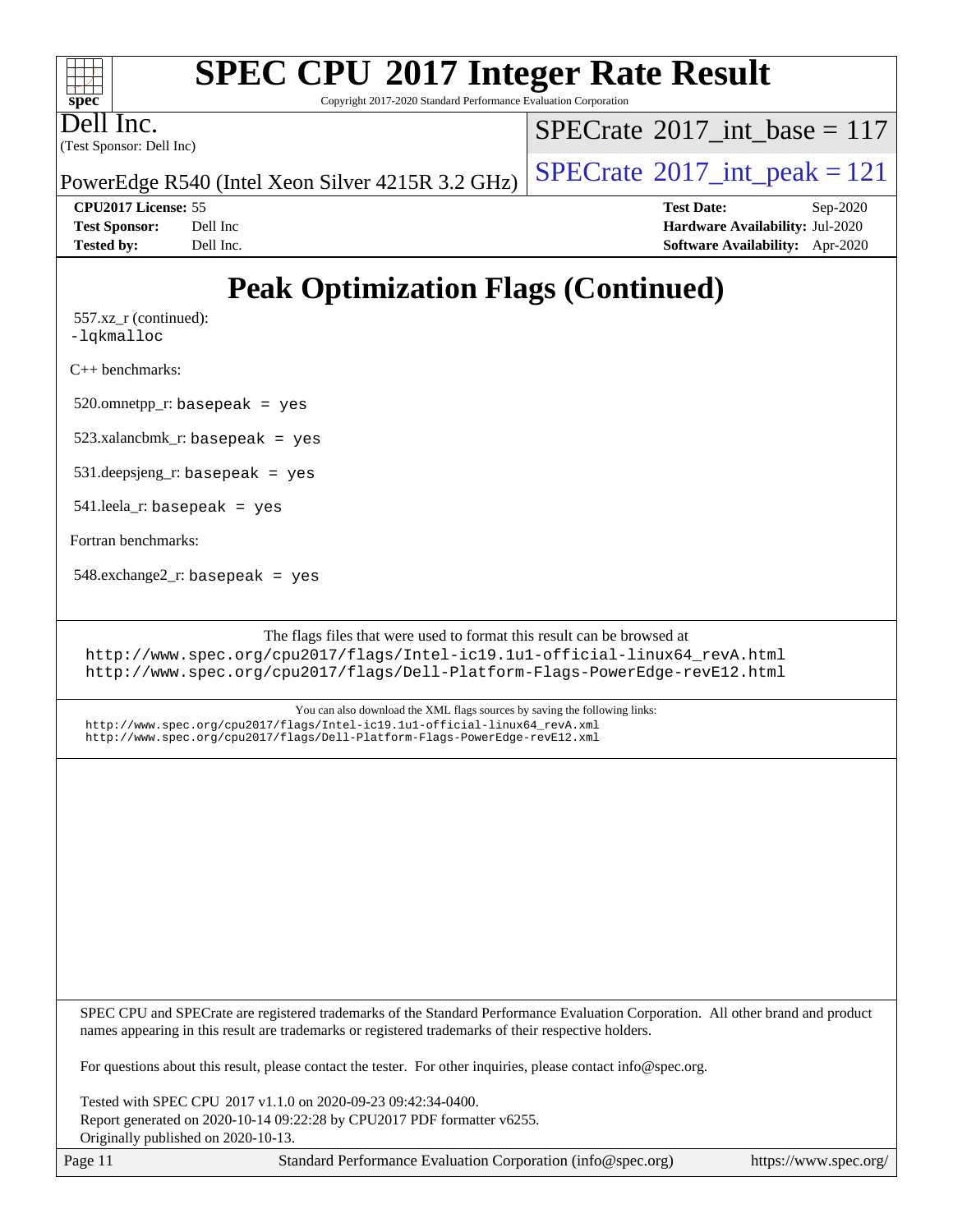# Peak Optimization Flags (Continued)

557.xz_r (continued):
-lqkmalloc

C++ benchmarks:

520.omnetpp_r: basepeak = yes

523.xalancbmk_r: basepeak = yes

531.deepsjeng_r: basepeak = yes

541.leela_r: basepeak = yes

Fortran benchmarks:

548.exchange2_r: basepeak = yes

The flags files that were used to format this result can be browsed at
http://www.spec.org/cpu2017/flags/Intel-ic19.1u1-official-linux64_revA.html
http://www.spec.org/cpu2017/flags/Dell-Platform-Flags-PowerEdge-revE12.html

You can also download the XML flags sources by saving the following links:
http://www.spec.org/cpu2017/flags/Intel-ic19.1u1-official-linux64_revA.xml
http://www.spec.org/cpu2017/flags/Dell-Platform-Flags-PowerEdge-revE12.xml

SPEC CPU and SPECrate are registered trademarks of the Standard Performance Evaluation Corporation. All other brand and product names appearing in this result are trademarks or registered trademarks of their respective holders.

For questions about this result, please contact the tester. For other inquiries, please contact info@spec.org.

Tested with SPEC CPU 2017 v1.1.0 on 2020-09-23 09:42:34-0400.
Report generated on 2020-10-14 09:22:28 by CPU2017 PDF formatter v6255.
Originally published on 2020-10-13.